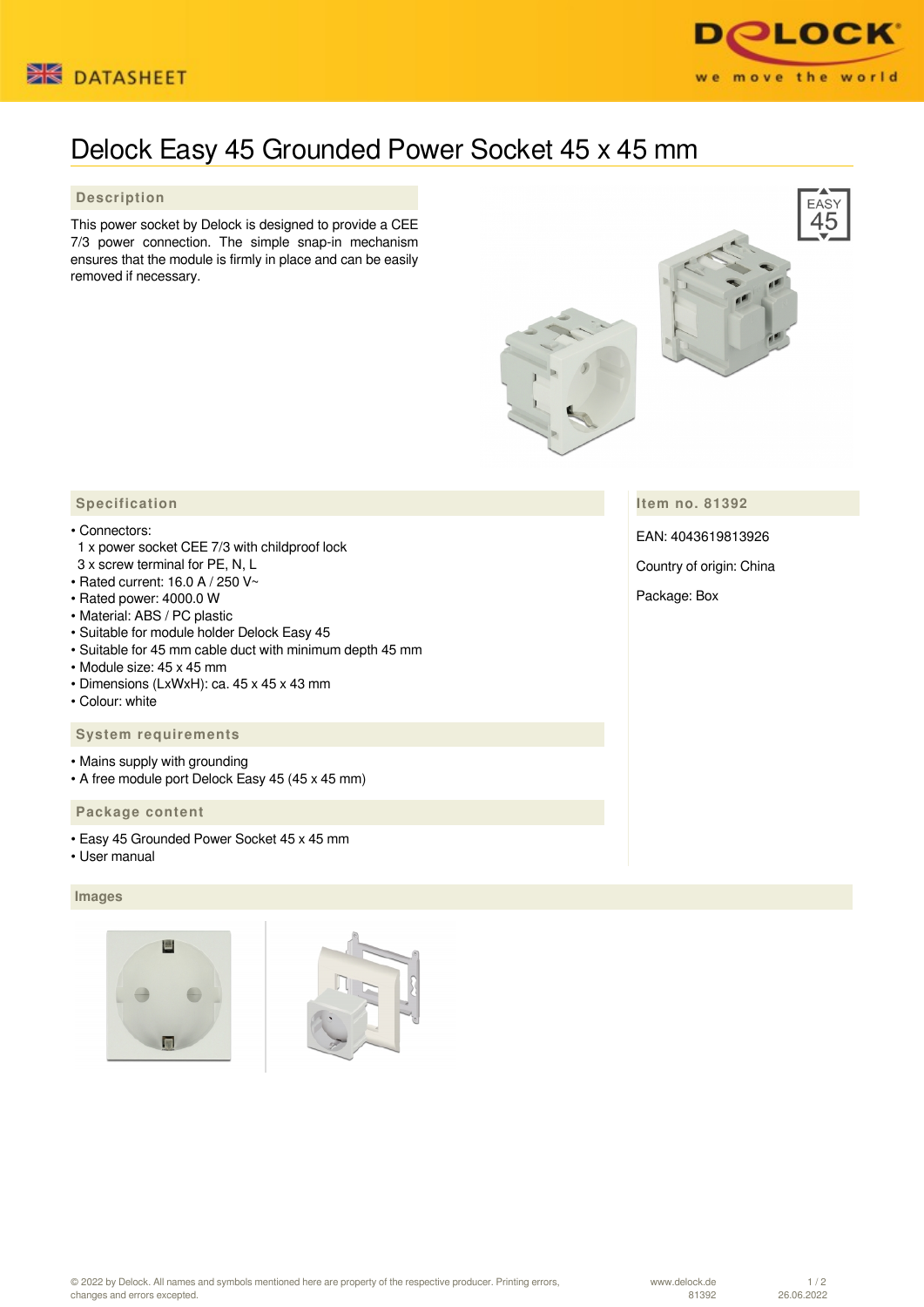# Delock Easy 45 Grounded Power Socket 45 x 45 mm

## Description

This power socket by Delock is designed to provide a CEE 7/3 power connection. The simple snap-in mechanism ensures that the module is firmly in place and can be easily removed if necessary.

## Specification

- Connectors:
  1 x power socket CEE 7/3 with childproof lock
  3 x screw terminal for PE, N, L
- Rated current: 16.0 A / 250 V~
- Rated power: 4000.0 W
- Material: ABS / PC plastic
- Suitable for module holder Delock Easy 45
- Suitable for 45 mm cable duct with minimum depth 45 mm
- Module size: 45 x 45 mm
- Dimensions (LxWxH): ca. 45 x 45 x 43 mm
- Colour: white

## System requirements

- Mains supply with grounding
- A free module port Delock Easy 45 (45 x 45 mm)

## Package content

- Easy 45 Grounded Power Socket 45 x 45 mm
- User manual

## Item no. 81392

EAN: 4043619813926

Country of origin: China

Package: Box

## Images

© 2022 by Delock. All names and symbols mentioned here are property of the respective producer. Printing errors, changes and errors excepted.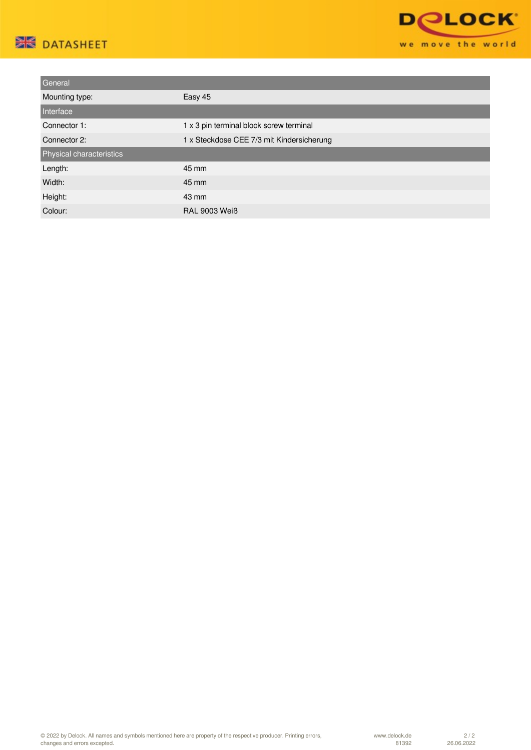| | |
|---|---|
| **General** | |
| Mounting type: | Easy 45 |
| **Interface** | |
| Connector 1: | 1 x 3 pin terminal block screw terminal |
| Connector 2: | 1 x Steckdose CEE 7/3 mit Kindersicherung |
| **Physical characteristics** | |
| Length: | 45 mm |
| Width: | 45 mm |
| Height: | 43 mm |
| Colour: | RAL 9003 Weiß |

© 2022 by Delock. All names and symbols mentioned here are property of the respective producer. Printing errors, changes and errors excepted.

www.delock.de
81392
26.06.2022